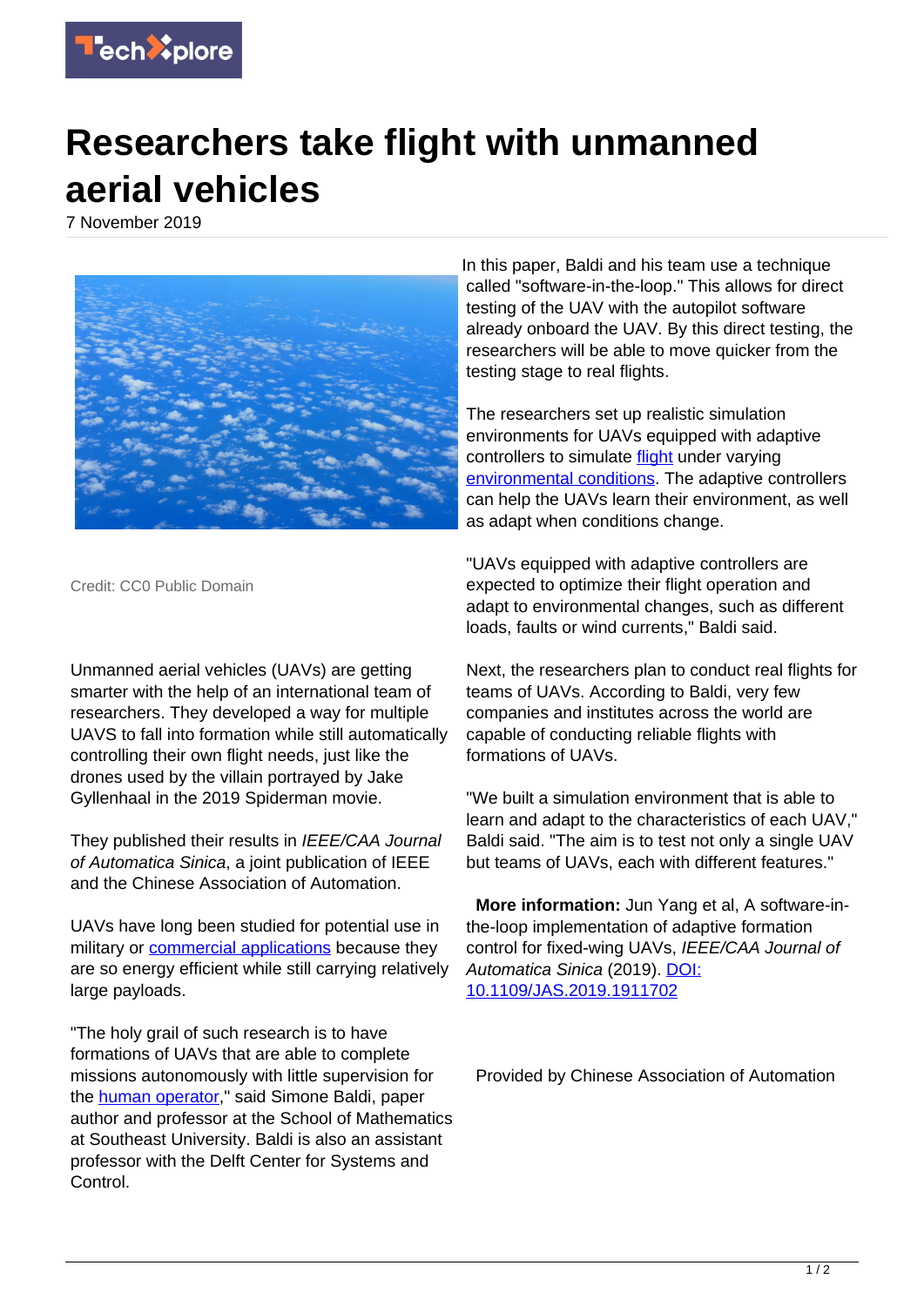# Researchers take flight with unmanned aerial vehicles

7 November 2019

Credit: CC0 Public Domain

Unmanned aerial vehicles (UAVs) are getting smarter with the help of an international team of researchers. They developed a way for multiple UAVS to fall into formation while still automatically controlling their own flight needs, just like the drones used by the villain portrayed by Jake Gyllenhaal in the 2019 Spiderman movie.

They published their results in *IEEE/CAA Journal of Automatica Sinica*, a joint publication of IEEE and the Chinese Association of Automation.

UAVs have long been studied for potential use in military or commercial applications because they are so energy efficient while still carrying relatively large payloads.

"The holy grail of such research is to have formations of UAVs that are able to complete missions autonomously with little supervision for the human operator," said Simone Baldi, paper author and professor at the School of Mathematics at Southeast University. Baldi is also an assistant professor with the Delft Center for Systems and Control.

In this paper, Baldi and his team use a technique called "software-in-the-loop." This allows for direct testing of the UAV with the autopilot software already onboard the UAV. By this direct testing, the researchers will be able to move quicker from the testing stage to real flights.

The researchers set up realistic simulation environments for UAVs equipped with adaptive controllers to simulate flight under varying environmental conditions. The adaptive controllers can help the UAVs learn their environment, as well as adapt when conditions change.

"UAVs equipped with adaptive controllers are expected to optimize their flight operation and adapt to environmental changes, such as different loads, faults or wind currents," Baldi said.

Next, the researchers plan to conduct real flights for teams of UAVs. According to Baldi, very few companies and institutes across the world are capable of conducting reliable flights with formations of UAVs.

"We built a simulation environment that is able to learn and adapt to the characteristics of each UAV," Baldi said. "The aim is to test not only a single UAV but teams of UAVs, each with different features."

**More information:** Jun Yang et al, A software-in-the-loop implementation of adaptive formation control for fixed-wing UAVs, *IEEE/CAA Journal of Automatica Sinica* (2019). DOI: 10.1109/JAS.2019.1911702

Provided by Chinese Association of Automation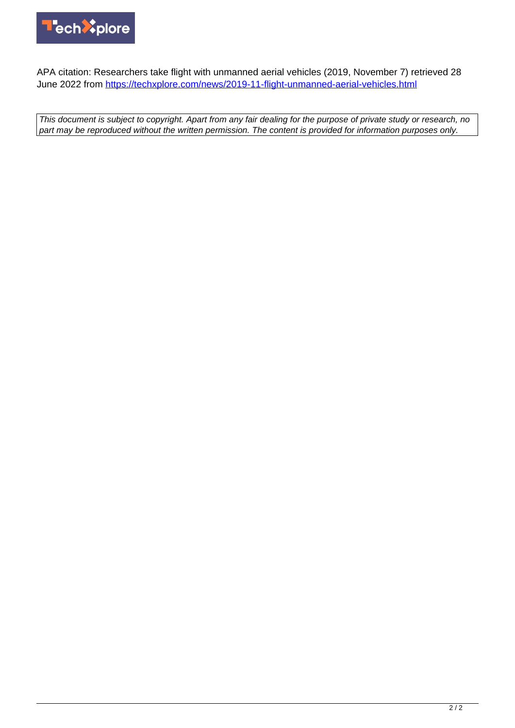APA citation: Researchers take flight with unmanned aerial vehicles (2019, November 7) retrieved 28 June 2022 from https://techxplore.com/news/2019-11-flight-unmanned-aerial-vehicles.html

*This document is subject to copyright. Apart from any fair dealing for the purpose of private study or research, no part may be reproduced without the written permission. The content is provided for information purposes only.*